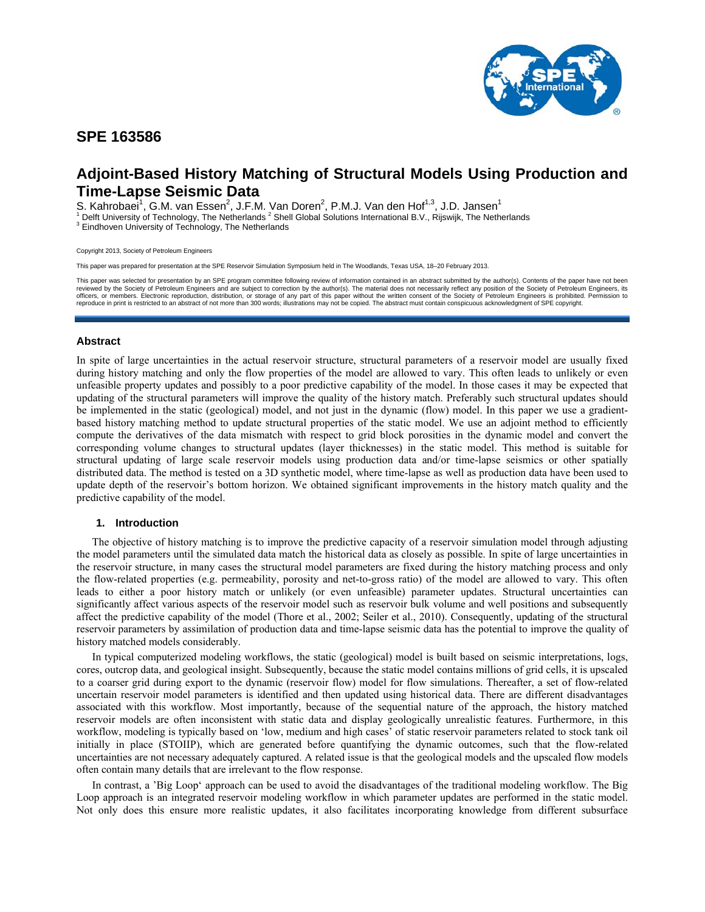# SPE 163586

# Adjoint-Based History Matching of Structural Models Using Production and Time-Lapse Seismic Data

S. Kahrobaei[1], G.M. van Essen[2], J.F.M. Van Doren[2], P.M.J. Van den Hof[1,3], J.D. Jansen[1]

[1] Delft University of Technology, The Netherlands [2] Shell Global Solutions International B.V., Rijswijk, The Netherlands
[3] Eindhoven University of Technology, The Netherlands

Copyright 2013, Society of Petroleum Engineers

This paper was prepared for presentation at the SPE Reservoir Simulation Symposium held in The Woodlands, Texas USA, 18–20 February 2013.

This paper was selected for presentation by an SPE program committee following review of information contained in an abstract submitted by the author(s). Contents of the paper have not been reviewed by the Society of Petroleum Engineers and are subject to correction by the author(s). The material does not necessarily reflect any position of the Society of Petroleum Engineers, its officers, or members. Electronic reproduction, distribution, or storage of any part of this paper without the written consent of the Society of Petroleum Engineers is prohibited. Permission to reproduce in print is restricted to an abstract of not more than 300 words; illustrations may not be copied. The abstract must contain conspicuous acknowledgment of SPE copyright.

## Abstract

In spite of large uncertainties in the actual reservoir structure, structural parameters of a reservoir model are usually fixed during history matching and only the flow properties of the model are allowed to vary. This often leads to unlikely or even unfeasible property updates and possibly to a poor predictive capability of the model. In those cases it may be expected that updating of the structural parameters will improve the quality of the history match. Preferably such structural updates should be implemented in the static (geological) model, and not just in the dynamic (flow) model. In this paper we use a gradient-based history matching method to update structural properties of the static model. We use an adjoint method to efficiently compute the derivatives of the data mismatch with respect to grid block porosities in the dynamic model and convert the corresponding volume changes to structural updates (layer thicknesses) in the static model. This method is suitable for structural updating of large scale reservoir models using production data and/or time-lapse seismics or other spatially distributed data. The method is tested on a 3D synthetic model, where time-lapse as well as production data have been used to update depth of the reservoir's bottom horizon. We obtained significant improvements in the history match quality and the predictive capability of the model.

### 1. Introduction

The objective of history matching is to improve the predictive capacity of a reservoir simulation model through adjusting the model parameters until the simulated data match the historical data as closely as possible. In spite of large uncertainties in the reservoir structure, in many cases the structural model parameters are fixed during the history matching process and only the flow-related properties (e.g. permeability, porosity and net-to-gross ratio) of the model are allowed to vary. This often leads to either a poor history match or unlikely (or even unfeasible) parameter updates. Structural uncertainties can significantly affect various aspects of the reservoir model such as reservoir bulk volume and well positions and subsequently affect the predictive capability of the model (Thore et al., 2002; Seiler et al., 2010). Consequently, updating of the structural reservoir parameters by assimilation of production data and time-lapse seismic data has the potential to improve the quality of history matched models considerably.

In typical computerized modeling workflows, the static (geological) model is built based on seismic interpretations, logs, cores, outcrop data, and geological insight. Subsequently, because the static model contains millions of grid cells, it is upscaled to a coarser grid during export to the dynamic (reservoir flow) model for flow simulations. Thereafter, a set of flow-related uncertain reservoir model parameters is identified and then updated using historical data. There are different disadvantages associated with this workflow. Most importantly, because of the sequential nature of the approach, the history matched reservoir models are often inconsistent with static data and display geologically unrealistic features. Furthermore, in this workflow, modeling is typically based on 'low, medium and high cases' of static reservoir parameters related to stock tank oil initially in place (STOIIP), which are generated before quantifying the dynamic outcomes, such that the flow-related uncertainties are not necessary adequately captured. A related issue is that the geological models and the upscaled flow models often contain many details that are irrelevant to the flow response.

In contrast, a 'Big Loop' approach can be used to avoid the disadvantages of the traditional modeling workflow. The Big Loop approach is an integrated reservoir modeling workflow in which parameter updates are performed in the static model. Not only does this ensure more realistic updates, it also facilitates incorporating knowledge from different subsurface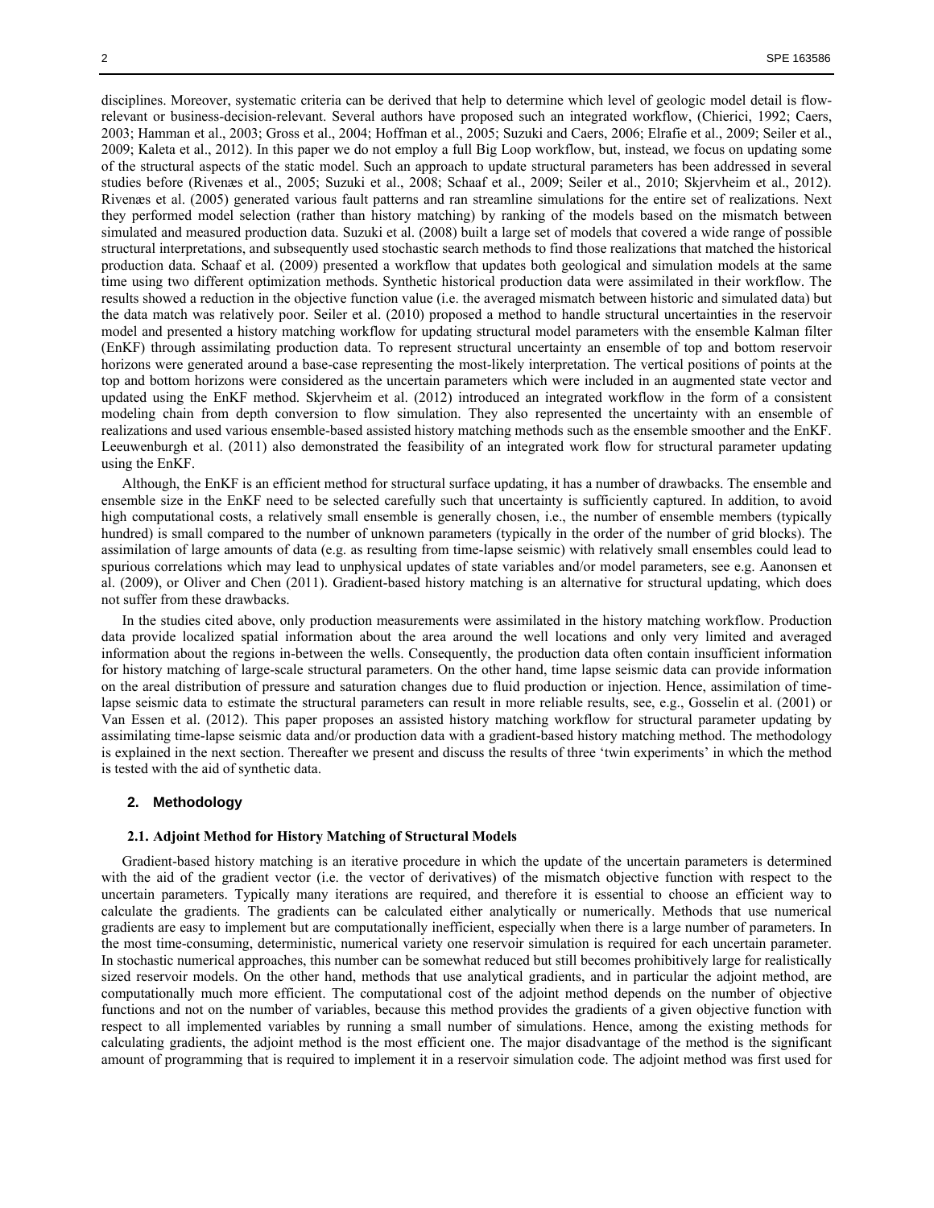disciplines. Moreover, systematic criteria can be derived that help to determine which level of geologic model detail is flow-relevant or business-decision-relevant. Several authors have proposed such an integrated workflow, (Chierici, 1992; Caers, 2003; Hamman et al., 2003; Gross et al., 2004; Hoffman et al., 2005; Suzuki and Caers, 2006; Elrafie et al., 2009; Seiler et al., 2009; Kaleta et al., 2012). In this paper we do not employ a full Big Loop workflow, but, instead, we focus on updating some of the structural aspects of the static model. Such an approach to update structural parameters has been addressed in several studies before (Rivenæs et al., 2005; Suzuki et al., 2008; Schaaf et al., 2009; Seiler et al., 2010; Skjervheim et al., 2012). Rivenæs et al. (2005) generated various fault patterns and ran streamline simulations for the entire set of realizations. Next they performed model selection (rather than history matching) by ranking of the models based on the mismatch between simulated and measured production data. Suzuki et al. (2008) built a large set of models that covered a wide range of possible structural interpretations, and subsequently used stochastic search methods to find those realizations that matched the historical production data. Schaaf et al. (2009) presented a workflow that updates both geological and simulation models at the same time using two different optimization methods. Synthetic historical production data were assimilated in their workflow. The results showed a reduction in the objective function value (i.e. the averaged mismatch between historic and simulated data) but the data match was relatively poor. Seiler et al. (2010) proposed a method to handle structural uncertainties in the reservoir model and presented a history matching workflow for updating structural model parameters with the ensemble Kalman filter (EnKF) through assimilating production data. To represent structural uncertainty an ensemble of top and bottom reservoir horizons were generated around a base-case representing the most-likely interpretation. The vertical positions of points at the top and bottom horizons were considered as the uncertain parameters which were included in an augmented state vector and updated using the EnKF method. Skjervheim et al. (2012) introduced an integrated workflow in the form of a consistent modeling chain from depth conversion to flow simulation. They also represented the uncertainty with an ensemble of realizations and used various ensemble-based assisted history matching methods such as the ensemble smoother and the EnKF. Leeuwenburgh et al. (2011) also demonstrated the feasibility of an integrated work flow for structural parameter updating using the EnKF.

Although, the EnKF is an efficient method for structural surface updating, it has a number of drawbacks. The ensemble and ensemble size in the EnKF need to be selected carefully such that uncertainty is sufficiently captured. In addition, to avoid high computational costs, a relatively small ensemble is generally chosen, i.e., the number of ensemble members (typically hundred) is small compared to the number of unknown parameters (typically in the order of the number of grid blocks). The assimilation of large amounts of data (e.g. as resulting from time-lapse seismic) with relatively small ensembles could lead to spurious correlations which may lead to unphysical updates of state variables and/or model parameters, see e.g. Aanonsen et al. (2009), or Oliver and Chen (2011). Gradient-based history matching is an alternative for structural updating, which does not suffer from these drawbacks.

In the studies cited above, only production measurements were assimilated in the history matching workflow. Production data provide localized spatial information about the area around the well locations and only very limited and averaged information about the regions in-between the wells. Consequently, the production data often contain insufficient information for history matching of large-scale structural parameters. On the other hand, time lapse seismic data can provide information on the areal distribution of pressure and saturation changes due to fluid production or injection. Hence, assimilation of time-lapse seismic data to estimate the structural parameters can result in more reliable results, see, e.g., Gosselin et al. (2001) or Van Essen et al. (2012). This paper proposes an assisted history matching workflow for structural parameter updating by assimilating time-lapse seismic data and/or production data with a gradient-based history matching method. The methodology is explained in the next section. Thereafter we present and discuss the results of three 'twin experiments' in which the method is tested with the aid of synthetic data.

## 2. Methodology

### 2.1. Adjoint Method for History Matching of Structural Models

Gradient-based history matching is an iterative procedure in which the update of the uncertain parameters is determined with the aid of the gradient vector (i.e. the vector of derivatives) of the mismatch objective function with respect to the uncertain parameters. Typically many iterations are required, and therefore it is essential to choose an efficient way to calculate the gradients. The gradients can be calculated either analytically or numerically. Methods that use numerical gradients are easy to implement but are computationally inefficient, especially when there is a large number of parameters. In the most time-consuming, deterministic, numerical variety one reservoir simulation is required for each uncertain parameter. In stochastic numerical approaches, this number can be somewhat reduced but still becomes prohibitively large for realistically sized reservoir models. On the other hand, methods that use analytical gradients, and in particular the adjoint method, are computationally much more efficient. The computational cost of the adjoint method depends on the number of objective functions and not on the number of variables, because this method provides the gradients of a given objective function with respect to all implemented variables by running a small number of simulations. Hence, among the existing methods for calculating gradients, the adjoint method is the most efficient one. The major disadvantage of the method is the significant amount of programming that is required to implement it in a reservoir simulation code. The adjoint method was first used for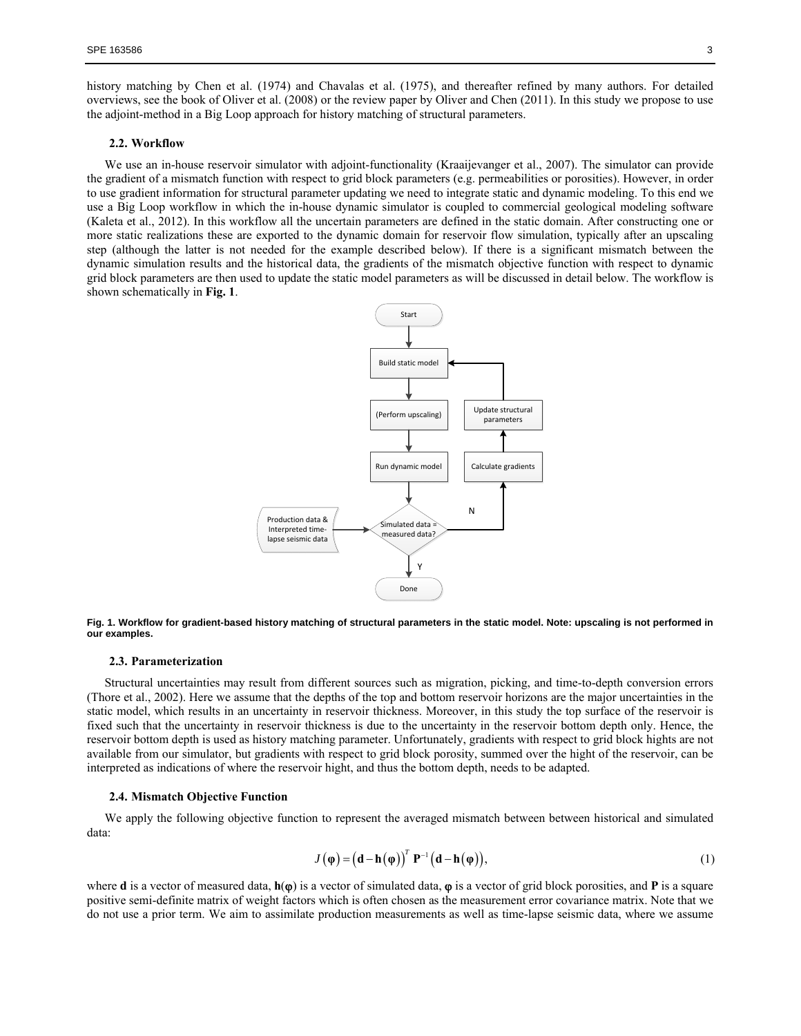history matching by Chen et al. (1974) and Chavalas et al. (1975), and thereafter refined by many authors. For detailed overviews, see the book of Oliver et al. (2008) or the review paper by Oliver and Chen (2011). In this study we propose to use the adjoint-method in a Big Loop approach for history matching of structural parameters.

### 2.2. Workflow

We use an in-house reservoir simulator with adjoint-functionality (Kraaijevanger et al., 2007). The simulator can provide the gradient of a mismatch function with respect to grid block parameters (e.g. permeabilities or porosities). However, in order to use gradient information for structural parameter updating we need to integrate static and dynamic modeling. To this end we use a Big Loop workflow in which the in-house dynamic simulator is coupled to commercial geological modeling software (Kaleta et al., 2012). In this workflow all the uncertain parameters are defined in the static domain. After constructing one or more static realizations these are exported to the dynamic domain for reservoir flow simulation, typically after an upscaling step (although the latter is not needed for the example described below). If there is a significant mismatch between the dynamic simulation results and the historical data, the gradients of the mismatch objective function with respect to dynamic grid block parameters are then used to update the static model parameters as will be discussed in detail below. The workflow is shown schematically in **Fig. 1**.

Start → Build static model → (Perform upscaling) → Run dynamic model → Simulated data = measured data? (input: Production data & Interpreted time-lapse seismic data) → Y: Done; N: Calculate gradients → Update structural parameters → Build static model

**Fig. 1. Workflow for gradient-based history matching of structural parameters in the static model. Note: upscaling is not performed in our examples.**

### 2.3. Parameterization

Structural uncertainties may result from different sources such as migration, picking, and time-to-depth conversion errors (Thore et al., 2002). Here we assume that the depths of the top and bottom reservoir horizons are the major uncertainties in the static model, which results in an uncertainty in reservoir thickness. Moreover, in this study the top surface of the reservoir is fixed such that the uncertainty in reservoir thickness is due to the uncertainty in the reservoir bottom depth only. Hence, the reservoir bottom depth is used as history matching parameter. Unfortunately, gradients with respect to grid block hights are not available from our simulator, but gradients with respect to grid block porosity, summed over the hight of the reservoir, can be interpreted as indications of where the reservoir hight, and thus the bottom depth, needs to be adapted.

### 2.4. Mismatch Objective Function

We apply the following objective function to represent the averaged mismatch between between historical and simulated data:

$$J(\boldsymbol{\varphi}) = \left(\mathbf{d} - \mathbf{h}(\boldsymbol{\varphi})\right)^T \mathbf{P}^{-1} \left(\mathbf{d} - \mathbf{h}(\boldsymbol{\varphi})\right), \tag{1}$$

where $\mathbf{d}$ is a vector of measured data, $\mathbf{h}(\boldsymbol{\varphi})$ is a vector of simulated data, $\boldsymbol{\varphi}$ is a vector of grid block porosities, and $\mathbf{P}$ is a square positive semi-definite matrix of weight factors which is often chosen as the measurement error covariance matrix. Note that we do not use a prior term. We aim to assimilate production measurements as well as time-lapse seismic data, where we assume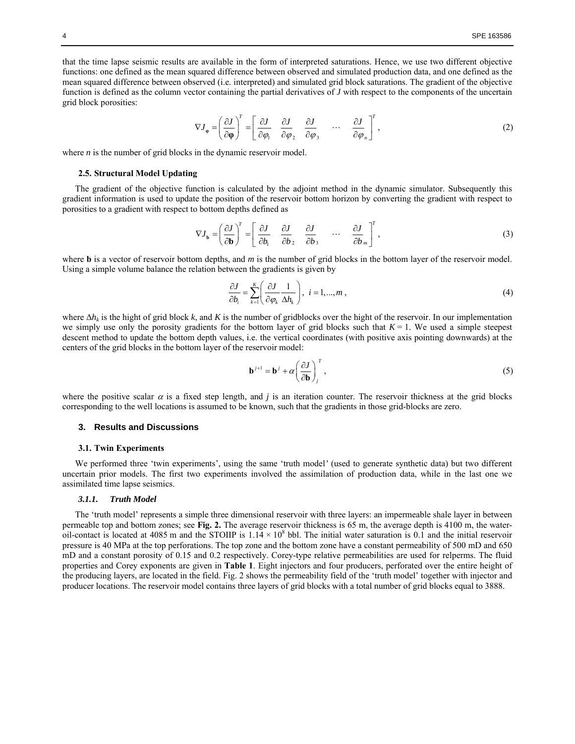that the time lapse seismic results are available in the form of interpreted saturations. Hence, we use two different objective functions: one defined as the mean squared difference between observed and simulated production data, and one defined as the mean squared difference between observed (i.e. interpreted) and simulated grid block saturations. The gradient of the objective function is defined as the column vector containing the partial derivatives of *J* with respect to the components of the uncertain grid block porosities:

$$\nabla J_{\boldsymbol{\varphi}} = \left(\frac{\partial J}{\partial \boldsymbol{\varphi}}\right)^T = \left[\frac{\partial J}{\partial \varphi_1} \quad \frac{\partial J}{\partial \varphi_2} \quad \frac{\partial J}{\partial \varphi_3} \quad \cdots \quad \frac{\partial J}{\partial \varphi_n}\right]^T, \tag{2}$$

where *n* is the number of grid blocks in the dynamic reservoir model.

### 2.5. Structural Model Updating

The gradient of the objective function is calculated by the adjoint method in the dynamic simulator. Subsequently this gradient information is used to update the position of the reservoir bottom horizon by converting the gradient with respect to porosities to a gradient with respect to bottom depths defined as

$$\nabla J_{\mathbf{b}} = \left(\frac{\partial J}{\partial \mathbf{b}}\right)^T = \left[\frac{\partial J}{\partial b_1} \quad \frac{\partial J}{\partial b_2} \quad \frac{\partial J}{\partial b_3} \quad \cdots \quad \frac{\partial J}{\partial b_m}\right]^T, \tag{3}$$

where **b** is a vector of reservoir bottom depths, and *m* is the number of grid blocks in the bottom layer of the reservoir model. Using a simple volume balance the relation between the gradients is given by

$$\frac{\partial J}{\partial b_i} = \sum_{k=1}^{K}\left(\frac{\partial J}{\partial \varphi_k}\frac{1}{\Delta h_k}\right), \; i = 1, ..., m, \tag{4}$$

where $\Delta h_k$ is the hight of grid block *k*, and *K* is the number of gridblocks over the hight of the reservoir. In our implementation we simply use only the porosity gradients for the bottom layer of grid blocks such that $K = 1$. We used a simple steepest descent method to update the bottom depth values, i.e. the vertical coordinates (with positive axis pointing downwards) at the centers of the grid blocks in the bottom layer of the reservoir model:

$$\mathbf{b}^{j+1} = \mathbf{b}^j + \alpha\left(\frac{\partial J}{\partial \mathbf{b}}\right)_j^T, \tag{5}$$

where the positive scalar $\alpha$ is a fixed step length, and *j* is an iteration counter. The reservoir thickness at the grid blocks corresponding to the well locations is assumed to be known, such that the gradients in those grid-blocks are zero.

## 3. Results and Discussions

### 3.1. Twin Experiments

We performed three 'twin experiments', using the same 'truth model' (used to generate synthetic data) but two different uncertain prior models. The first two experiments involved the assimilation of production data, while in the last one we assimilated time lapse seismics.

#### *3.1.1. Truth Model*

The 'truth model' represents a simple three dimensional reservoir with three layers: an impermeable shale layer in between permeable top and bottom zones; see **Fig. 2.** The average reservoir thickness is 65 m, the average depth is 4100 m, the water-oil-contact is located at 4085 m and the STOIIP is $1.14 \times 10^8$ bbl. The initial water saturation is 0.1 and the initial reservoir pressure is 40 MPa at the top perforations. The top zone and the bottom zone have a constant permeability of 500 mD and 650 mD and a constant porosity of 0.15 and 0.2 respectively. Corey-type relative permeabilities are used for relperms. The fluid properties and Corey exponents are given in **Table 1**. Eight injectors and four producers, perforated over the entire height of the producing layers, are located in the field. Fig. 2 shows the permeability field of the 'truth model' together with injector and producer locations. The reservoir model contains three layers of grid blocks with a total number of grid blocks equal to 3888.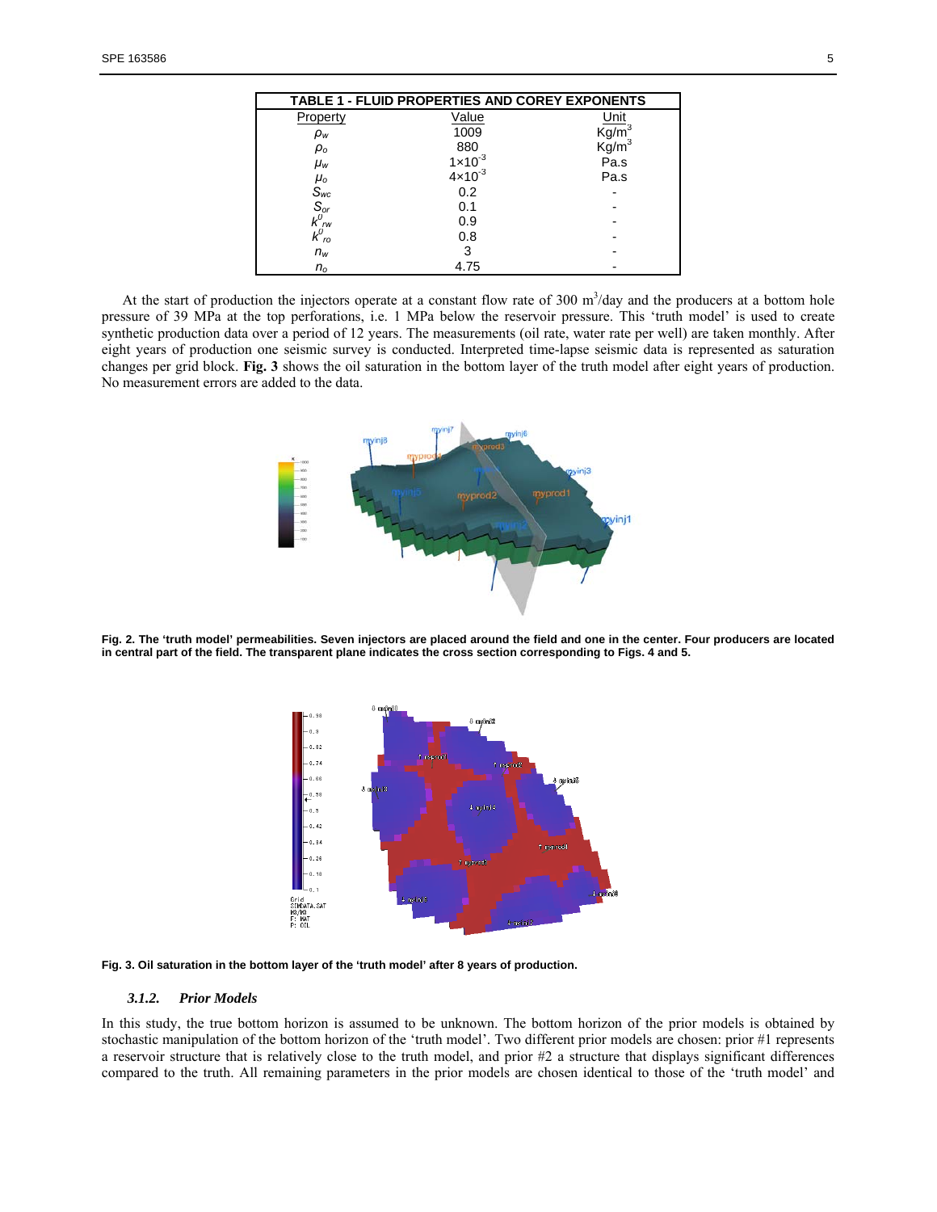| TABLE 1 - FLUID PROPERTIES AND COREY EXPONENTS | | |
|---|---|---|
| Property | Value | Unit |
| $\rho_w$ | 1009 | Kg/m$^3$ |
| $\rho_o$ | 880 | Kg/m$^3$ |
| $\mu_w$ | $1\times10^{-3}$ | Pa.s |
| $\mu_o$ | $4\times10^{-3}$ | Pa.s |
| $S_{wc}$ | 0.2 | - |
| $S_{or}$ | 0.1 | - |
| $k^0_{rw}$ | 0.9 | - |
| $k^0_{ro}$ | 0.8 | - |
| $n_w$ | 3 | - |
| $n_o$ | 4.75 | - |

At the start of production the injectors operate at a constant flow rate of 300 m$^3$/day and the producers at a bottom hole pressure of 39 MPa at the top perforations, i.e. 1 MPa below the reservoir pressure. This 'truth model' is used to create synthetic production data over a period of 12 years. The measurements (oil rate, water rate per well) are taken monthly. After eight years of production one seismic survey is conducted. Interpreted time-lapse seismic data is represented as saturation changes per grid block. **Fig. 3** shows the oil saturation in the bottom layer of the truth model after eight years of production. No measurement errors are added to the data.

**Fig. 2. The 'truth model' permeabilities. Seven injectors are placed around the field and one in the center. Four producers are located in central part of the field. The transparent plane indicates the cross section corresponding to Figs. 4 and 5.**

**Fig. 3. Oil saturation in the bottom layer of the 'truth model' after 8 years of production.**

#### *3.1.2. Prior Models*

In this study, the true bottom horizon is assumed to be unknown. The bottom horizon of the prior models is obtained by stochastic manipulation of the bottom horizon of the 'truth model'. Two different prior models are chosen: prior #1 represents a reservoir structure that is relatively close to the truth model, and prior #2 a structure that displays significant differences compared to the truth. All remaining parameters in the prior models are chosen identical to those of the 'truth model' and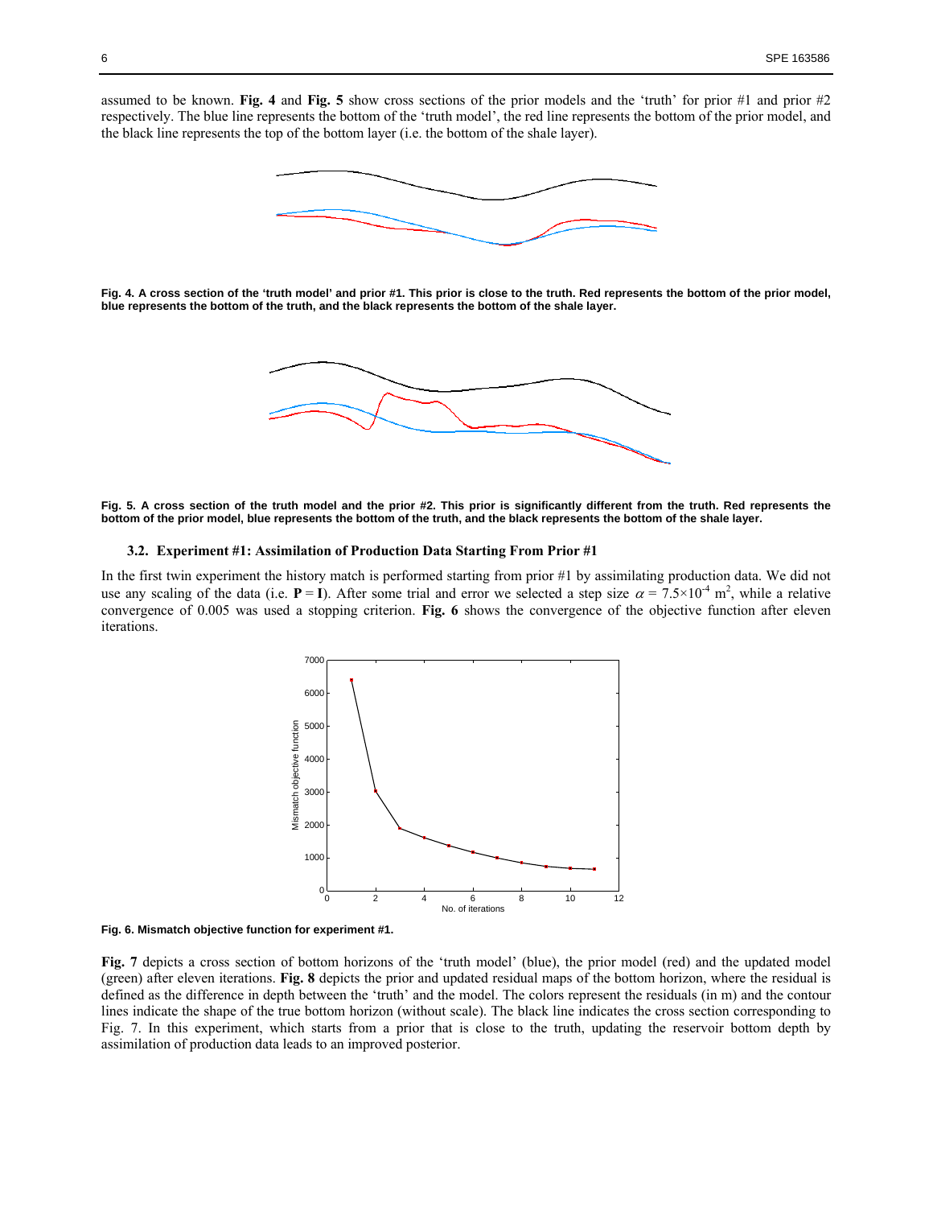assumed to be known. **Fig. 4** and **Fig. 5** show cross sections of the prior models and the 'truth' for prior #1 and prior #2 respectively. The blue line represents the bottom of the 'truth model', the red line represents the bottom of the prior model, and the black line represents the top of the bottom layer (i.e. the bottom of the shale layer).

**Fig. 4. A cross section of the 'truth model' and prior #1. This prior is close to the truth. Red represents the bottom of the prior model, blue represents the bottom of the truth, and the black represents the bottom of the shale layer.**

**Fig. 5. A cross section of the truth model and the prior #2. This prior is significantly different from the truth. Red represents the bottom of the prior model, blue represents the bottom of the truth, and the black represents the bottom of the shale layer.**

### 3.2. Experiment #1: Assimilation of Production Data Starting From Prior #1

In the first twin experiment the history match is performed starting from prior #1 by assimilating production data. We did not use any scaling of the data (i.e. $\mathbf{P} = \mathbf{I}$). After some trial and error we selected a step size $\alpha = 7.5\times10^{-4}$ m$^2$, while a relative convergence of 0.005 was used a stopping criterion. **Fig. 6** shows the convergence of the objective function after eleven iterations.

**Fig. 6. Mismatch objective function for experiment #1.**

**Fig. 7** depicts a cross section of bottom horizons of the 'truth model' (blue), the prior model (red) and the updated model (green) after eleven iterations. **Fig. 8** depicts the prior and updated residual maps of the bottom horizon, where the residual is defined as the difference in depth between the 'truth' and the model. The colors represent the residuals (in m) and the contour lines indicate the shape of the true bottom horizon (without scale). The black line indicates the cross section corresponding to Fig. 7. In this experiment, which starts from a prior that is close to the truth, updating the reservoir bottom depth by assimilation of production data leads to an improved posterior.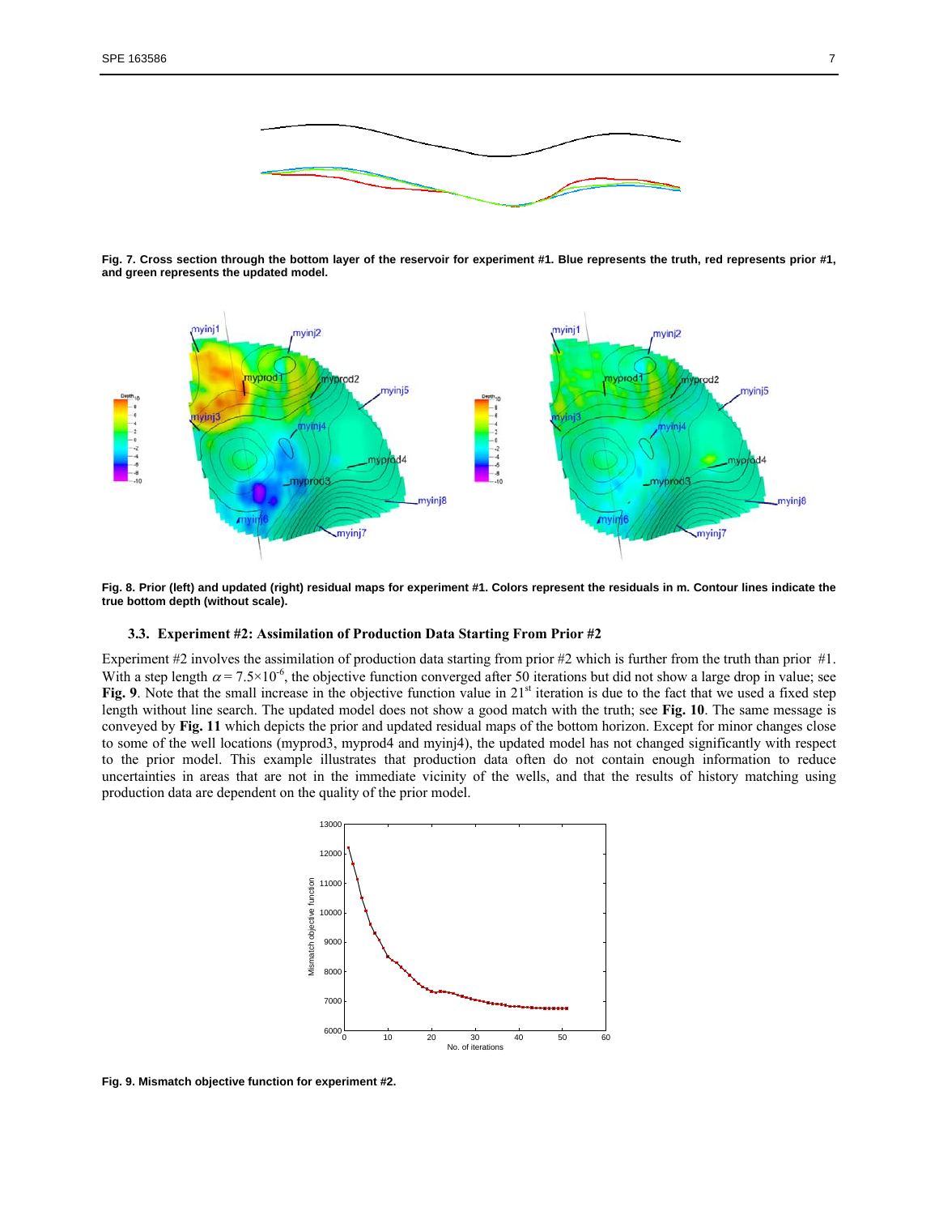Fig. 7. Cross section through the bottom layer of the reservoir for experiment #1. Blue represents the truth, red represents prior #1, and green represents the updated model.

Fig. 8. Prior (left) and updated (right) residual maps for experiment #1. Colors represent the residuals in m. Contour lines indicate the true bottom depth (without scale).

### 3.3. Experiment #2: Assimilation of Production Data Starting From Prior #2

Experiment #2 involves the assimilation of production data starting from prior #2 which is further from the truth than prior #1. With a step length $\alpha = 7.5\times10^{-6}$, the objective function converged after 50 iterations but did not show a large drop in value; see **Fig. 9**. Note that the small increase in the objective function value in 21st iteration is due to the fact that we used a fixed step length without line search. The updated model does not show a good match with the truth; see **Fig. 10**. The same message is conveyed by **Fig. 11** which depicts the prior and updated residual maps of the bottom horizon. Except for minor changes close to some of the well locations (myprod3, myprod4 and myinj4), the updated model has not changed significantly with respect to the prior model. This example illustrates that production data often do not contain enough information to reduce uncertainties in areas that are not in the immediate vicinity of the wells, and that the results of history matching using production data are dependent on the quality of the prior model.

Fig. 9. Mismatch objective function for experiment #2.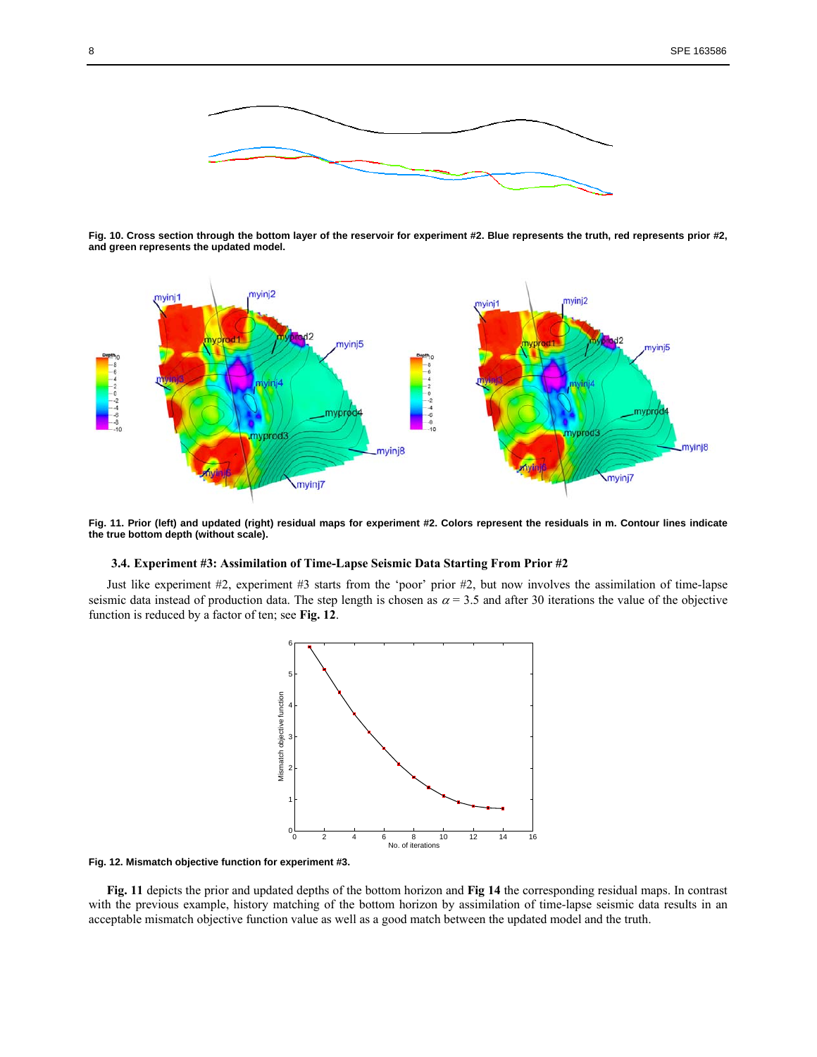Fig. 10. Cross section through the bottom layer of the reservoir for experiment #2. Blue represents the truth, red represents prior #2, and green represents the updated model.

Fig. 11. Prior (left) and updated (right) residual maps for experiment #2. Colors represent the residuals in m. Contour lines indicate the true bottom depth (without scale).

### 3.4. Experiment #3: Assimilation of Time-Lapse Seismic Data Starting From Prior #2

Just like experiment #2, experiment #3 starts from the 'poor' prior #2, but now involves the assimilation of time-lapse seismic data instead of production data. The step length is chosen as $\alpha = 3.5$ and after 30 iterations the value of the objective function is reduced by a factor of ten; see **Fig. 12**.

Fig. 12. Mismatch objective function for experiment #3.

**Fig. 11** depicts the prior and updated depths of the bottom horizon and **Fig 14** the corresponding residual maps. In contrast with the previous example, history matching of the bottom horizon by assimilation of time-lapse seismic data results in an acceptable mismatch objective function value as well as a good match between the updated model and the truth.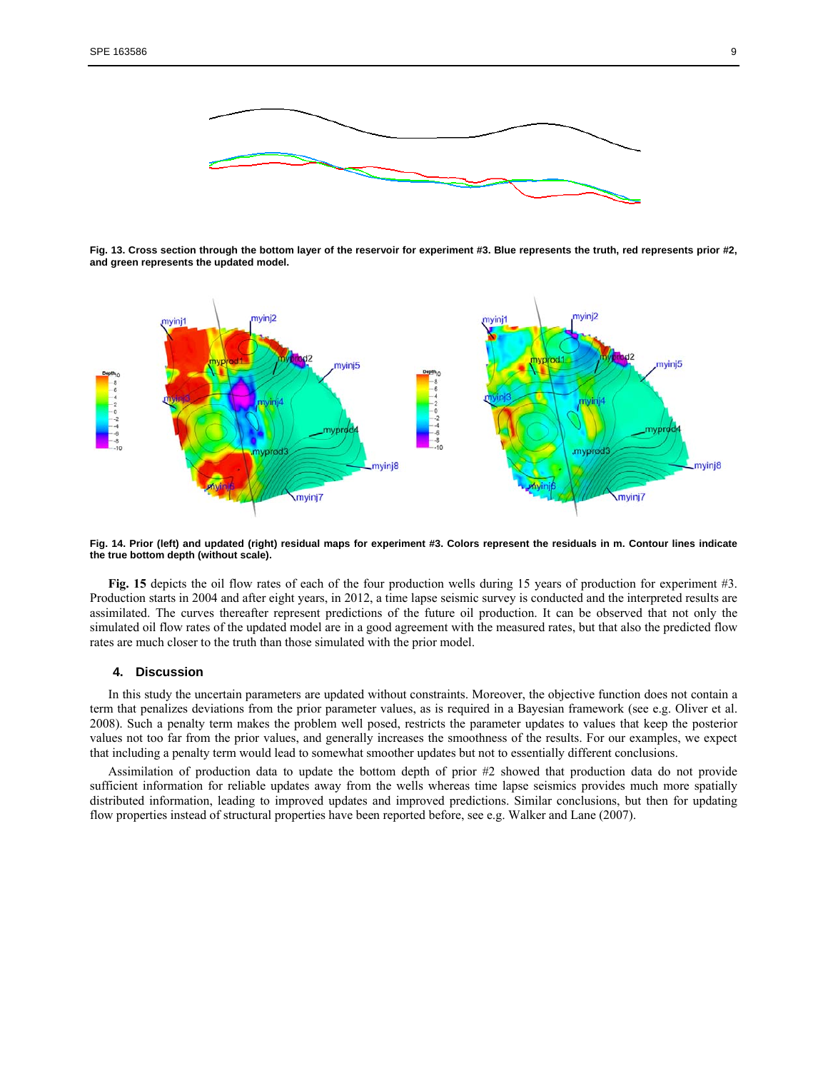Fig. 13. Cross section through the bottom layer of the reservoir for experiment #3. Blue represents the truth, red represents prior #2, and green represents the updated model.

Fig. 14. Prior (left) and updated (right) residual maps for experiment #3. Colors represent the residuals in m. Contour lines indicate the true bottom depth (without scale).

**Fig. 15** depicts the oil flow rates of each of the four production wells during 15 years of production for experiment #3. Production starts in 2004 and after eight years, in 2012, a time lapse seismic survey is conducted and the interpreted results are assimilated. The curves thereafter represent predictions of the future oil production. It can be observed that not only the simulated oil flow rates of the updated model are in a good agreement with the measured rates, but that also the predicted flow rates are much closer to the truth than those simulated with the prior model.

## 4. Discussion

In this study the uncertain parameters are updated without constraints. Moreover, the objective function does not contain a term that penalizes deviations from the prior parameter values, as is required in a Bayesian framework (see e.g. Oliver et al. 2008). Such a penalty term makes the problem well posed, restricts the parameter updates to values that keep the posterior values not too far from the prior values, and generally increases the smoothness of the results. For our examples, we expect that including a penalty term would lead to somewhat smoother updates but not to essentially different conclusions.

Assimilation of production data to update the bottom depth of prior #2 showed that production data do not provide sufficient information for reliable updates away from the wells whereas time lapse seismics provides much more spatially distributed information, leading to improved updates and improved predictions. Similar conclusions, but then for updating flow properties instead of structural properties have been reported before, see e.g. Walker and Lane (2007).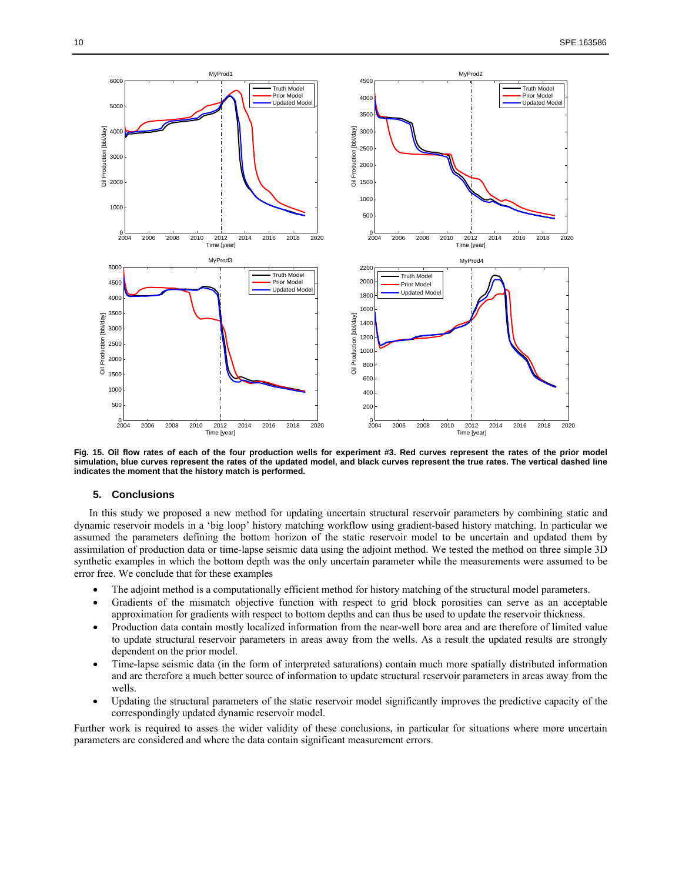**Fig. 15. Oil flow rates of each of the four production wells for experiment #3. Red curves represent the rates of the prior model simulation, blue curves represent the rates of the updated model, and black curves represent the true rates. The vertical dashed line indicates the moment that the history match is performed.**

## 5. Conclusions

In this study we proposed a new method for updating uncertain structural reservoir parameters by combining static and dynamic reservoir models in a 'big loop' history matching workflow using gradient-based history matching. In particular we assumed the parameters defining the bottom horizon of the static reservoir model to be uncertain and updated them by assimilation of production data or time-lapse seismic data using the adjoint method. We tested the method on three simple 3D synthetic examples in which the bottom depth was the only uncertain parameter while the measurements were assumed to be error free. We conclude that for these examples

- The adjoint method is a computationally efficient method for history matching of the structural model parameters.
- Gradients of the mismatch objective function with respect to grid block porosities can serve as an acceptable approximation for gradients with respect to bottom depths and can thus be used to update the reservoir thickness.
- Production data contain mostly localized information from the near-well bore area and are therefore of limited value to update structural reservoir parameters in areas away from the wells. As a result the updated results are strongly dependent on the prior model.
- Time-lapse seismic data (in the form of interpreted saturations) contain much more spatially distributed information and are therefore a much better source of information to update structural reservoir parameters in areas away from the wells.
- Updating the structural parameters of the static reservoir model significantly improves the predictive capacity of the correspondingly updated dynamic reservoir model.

Further work is required to asses the wider validity of these conclusions, in particular for situations where more uncertain parameters are considered and where the data contain significant measurement errors.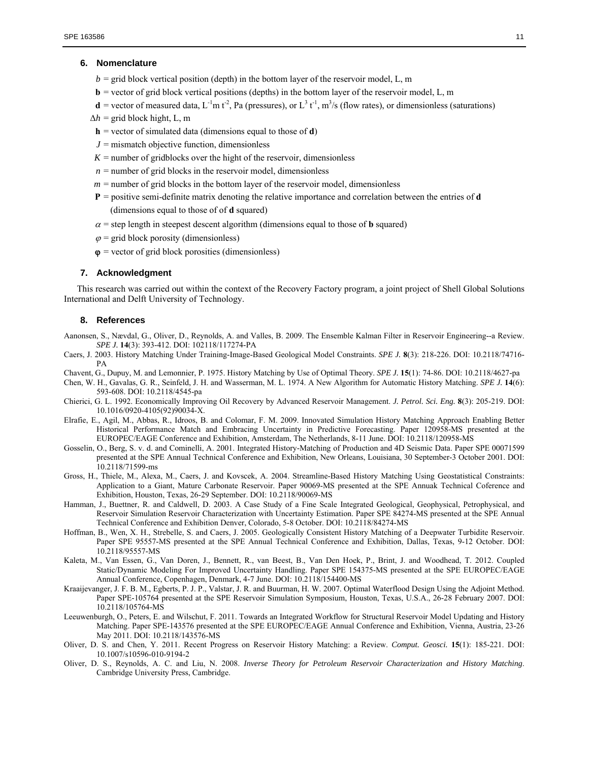## 6. Nomenclature

$b$ = grid block vertical position (depth) in the bottom layer of the reservoir model, L, m

$\mathbf{b}$ = vector of grid block vertical positions (depths) in the bottom layer of the reservoir model, L, m

$\mathbf{d}$ = vector of measured data, $L^{-1}m\,t^{-2}$, Pa (pressures), or $L^3\,t^{-1}$, $m^3/s$ (flow rates), or dimensionless (saturations)

$\Delta h$ = grid block hight, L, m

$\mathbf{h}$ = vector of simulated data (dimensions equal to those of $\mathbf{d}$)

$J$ = mismatch objective function, dimensionless

$K$ = number of gridblocks over the hight of the reservoir, dimensionless

$n$ = number of grid blocks in the reservoir model, dimensionless

$m$ = number of grid blocks in the bottom layer of the reservoir model, dimensionless

$\mathbf{P}$ = positive semi-definite matrix denoting the relative importance and correlation between the entries of $\mathbf{d}$ (dimensions equal to those of of $\mathbf{d}$ squared)

$\alpha$ = step length in steepest descent algorithm (dimensions equal to those of $\mathbf{b}$ squared)

$\varphi$ = grid block porosity (dimensionless)

$\boldsymbol{\varphi}$ = vector of grid block porosities (dimensionless)

## 7. Acknowledgment

This research was carried out within the context of the Recovery Factory program, a joint project of Shell Global Solutions International and Delft University of Technology.

## 8. References

Aanonsen, S., Nævdal, G., Oliver, D., Reynolds, A. and Valles, B. 2009. The Ensemble Kalman Filter in Reservoir Engineering--a Review. *SPE J.* **14**(3): 393-412. DOI: 102118/117274-PA

Caers, J. 2003. History Matching Under Training-Image-Based Geological Model Constraints. *SPE J.* **8**(3): 218-226. DOI: 10.2118/74716-PA

Chavent, G., Dupuy, M. and Lemonnier, P. 1975. History Matching by Use of Optimal Theory. *SPE J.* **15**(1): 74-86. DOI: 10.2118/4627-pa

Chen, W. H., Gavalas, G. R., Seinfeld, J. H. and Wasserman, M. L. 1974. A New Algorithm for Automatic History Matching. *SPE J.* **14**(6): 593-608. DOI: 10.2118/4545-pa

Chierici, G. L. 1992. Economically Improving Oil Recovery by Advanced Reservoir Management. *J. Petrol. Sci. Eng.* **8**(3): 205-219. DOI: 10.1016/0920-4105(92)90034-X.

Elrafie, E., Agil, M., Abbas, R., Idroos, B. and Colomar, F. M. 2009. Innovated Simulation History Matching Approach Enabling Better Historical Performance Match and Embracing Uncertainty in Predictive Forecasting. Paper 120958-MS presented at the EUROPEC/EAGE Conference and Exhibition, Amsterdam, The Netherlands, 8-11 June. DOI: 10.2118/120958-MS

Gosselin, O., Berg, S. v. d. and Cominelli, A. 2001. Integrated History-Matching of Production and 4D Seismic Data. Paper SPE 00071599 presented at the SPE Annual Technical Conference and Exhibition, New Orleans, Louisiana, 30 September-3 October 2001. DOI: 10.2118/71599-ms

Gross, H., Thiele, M., Alexa, M., Caers, J. and Kovscek, A. 2004. Streamline-Based History Matching Using Geostatistical Constraints: Application to a Giant, Mature Carbonate Reservoir. Paper 90069-MS presented at the SPE Annuak Technical Coference and Exhibition, Houston, Texas, 26-29 September. DOI: 10.2118/90069-MS

Hamman, J., Buettner, R. and Caldwell, D. 2003. A Case Study of a Fine Scale Integrated Geological, Geophysical, Petrophysical, and Reservoir Simulation Reservoir Characterization with Uncertainty Estimation. Paper SPE 84274-MS presented at the SPE Annual Technical Conference and Exhibition Denver, Colorado, 5-8 October. DOI: 10.2118/84274-MS

Hoffman, B., Wen, X. H., Strebelle, S. and Caers, J. 2005. Geologically Consistent History Matching of a Deepwater Turbidite Reservoir. Paper SPE 95557-MS presented at the SPE Annual Technical Conference and Exhibition, Dallas, Texas, 9-12 October. DOI: 10.2118/95557-MS

Kaleta, M., Van Essen, G., Van Doren, J., Bennett, R., van Beest, B., Van Den Hoek, P., Brint, J. and Woodhead, T. 2012. Coupled Static/Dynamic Modeling For Improved Uncertainty Handling. Paper SPE 154375-MS presented at the SPE EUROPEC/EAGE Annual Conference, Copenhagen, Denmark, 4-7 June. DOI: 10.2118/154400-MS

Kraaijevanger, J. F. B. M., Egberts, P. J. P., Valstar, J. R. and Buurman, H. W. 2007. Optimal Waterflood Design Using the Adjoint Method. Paper SPE-105764 presented at the SPE Reservoir Simulation Symposium, Houston, Texas, U.S.A., 26-28 February 2007. DOI: 10.2118/105764-MS

Leeuwenburgh, O., Peters, E. and Wilschut, F. 2011. Towards an Integrated Workflow for Structural Reservoir Model Updating and History Matching. Paper SPE-143576 presented at the SPE EUROPEC/EAGE Annual Conference and Exhibition, Vienna, Austria, 23-26 May 2011. DOI: 10.2118/143576-MS

Oliver, D. S. and Chen, Y. 2011. Recent Progress on Reservoir History Matching: a Review. *Comput. Geosci.* **15**(1): 185-221. DOI: 10.1007/s10596-010-9194-2

Oliver, D. S., Reynolds, A. C. and Liu, N. 2008. *Inverse Theory for Petroleum Reservoir Characterization and History Matching*. Cambridge University Press, Cambridge.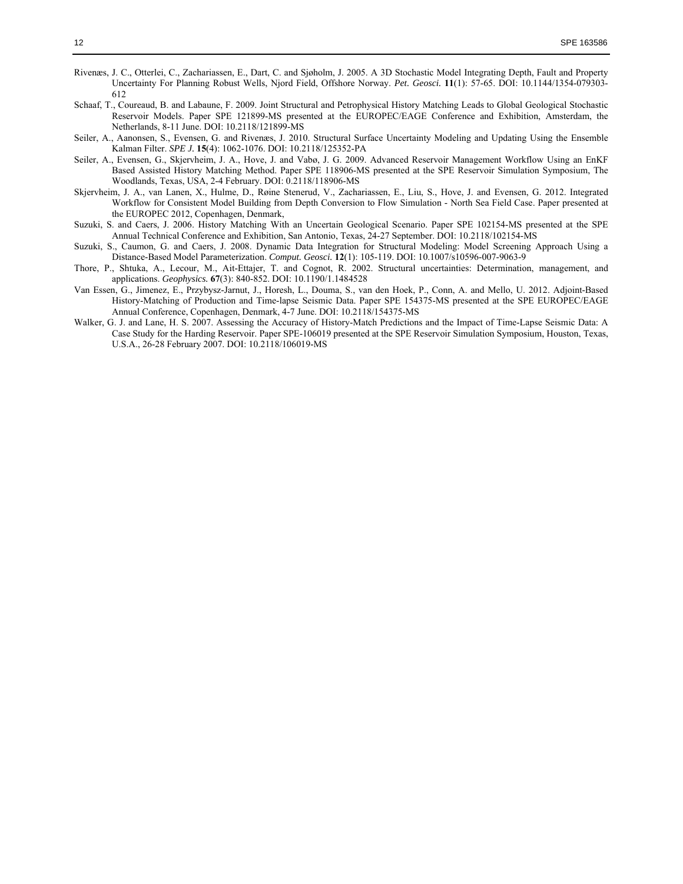Rivenæs, J. C., Otterlei, C., Zachariassen, E., Dart, C. and Sjøholm, J. 2005. A 3D Stochastic Model Integrating Depth, Fault and Property Uncertainty For Planning Robust Wells, Njord Field, Offshore Norway. *Pet. Geosci.* **11**(1): 57-65. DOI: 10.1144/1354-079303-612

Schaaf, T., Coureaud, B. and Labaune, F. 2009. Joint Structural and Petrophysical History Matching Leads to Global Geological Stochastic Reservoir Models. Paper SPE 121899-MS presented at the EUROPEC/EAGE Conference and Exhibition, Amsterdam, the Netherlands, 8-11 June. DOI: 10.2118/121899-MS

Seiler, A., Aanonsen, S., Evensen, G. and Rivenæs, J. 2010. Structural Surface Uncertainty Modeling and Updating Using the Ensemble Kalman Filter. *SPE J.* **15**(4): 1062-1076. DOI: 10.2118/125352-PA

Seiler, A., Evensen, G., Skjervheim, J. A., Hove, J. and Vabø, J. G. 2009. Advanced Reservoir Management Workflow Using an EnKF Based Assisted History Matching Method. Paper SPE 118906-MS presented at the SPE Reservoir Simulation Symposium, The Woodlands, Texas, USA, 2-4 February. DOI: 0.2118/118906-MS

Skjervheim, J. A., van Lanen, X., Hulme, D., Røine Stenerud, V., Zachariassen, E., Liu, S., Hove, J. and Evensen, G. 2012. Integrated Workflow for Consistent Model Building from Depth Conversion to Flow Simulation - North Sea Field Case. Paper presented at the EUROPEC 2012, Copenhagen, Denmark,

Suzuki, S. and Caers, J. 2006. History Matching With an Uncertain Geological Scenario. Paper SPE 102154-MS presented at the SPE Annual Technical Conference and Exhibition, San Antonio, Texas, 24-27 September. DOI: 10.2118/102154-MS

Suzuki, S., Caumon, G. and Caers, J. 2008. Dynamic Data Integration for Structural Modeling: Model Screening Approach Using a Distance-Based Model Parameterization. *Comput. Geosci.* **12**(1): 105-119. DOI: 10.1007/s10596-007-9063-9

Thore, P., Shtuka, A., Lecour, M., Ait-Ettajer, T. and Cognot, R. 2002. Structural uncertainties: Determination, management, and applications. *Geophysics.* **67**(3): 840-852. DOI: 10.1190/1.1484528

Van Essen, G., Jimenez, E., Przybysz-Jarnut, J., Horesh, L., Douma, S., van den Hoek, P., Conn, A. and Mello, U. 2012. Adjoint-Based History-Matching of Production and Time-lapse Seismic Data. Paper SPE 154375-MS presented at the SPE EUROPEC/EAGE Annual Conference, Copenhagen, Denmark, 4-7 June. DOI: 10.2118/154375-MS

Walker, G. J. and Lane, H. S. 2007. Assessing the Accuracy of History-Match Predictions and the Impact of Time-Lapse Seismic Data: A Case Study for the Harding Reservoir. Paper SPE-106019 presented at the SPE Reservoir Simulation Symposium, Houston, Texas, U.S.A., 26-28 February 2007. DOI: 10.2118/106019-MS